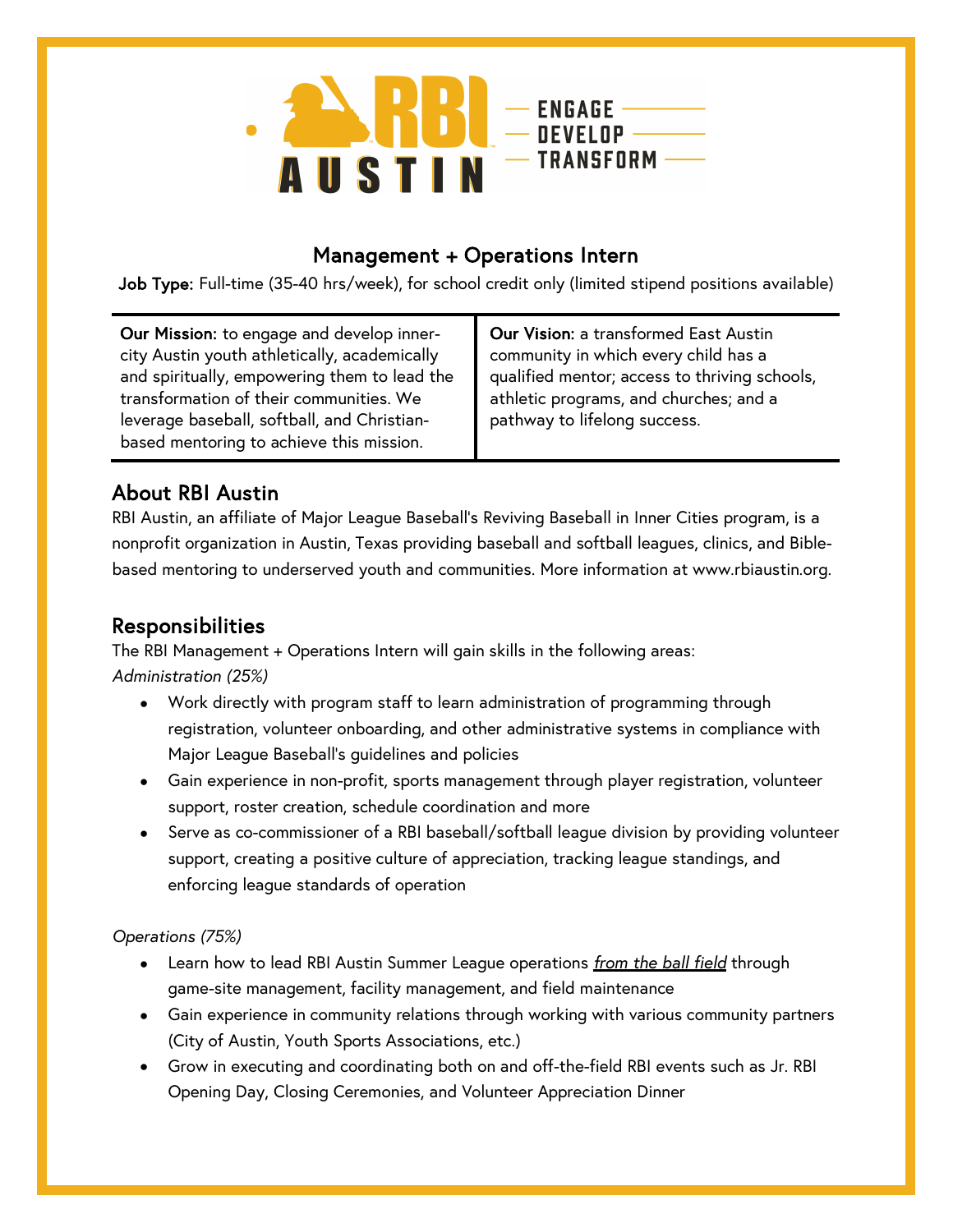RBI AUSTIN — ENGAGE — DEVELOP — TRANSFORM

# Management + Operations Intern

**Job Type:** Full-time (35-40 hrs/week), for school credit only (limited stipend positions available)

| **Our Mission:** to engage and develop inner-city Austin youth athletically, academically and spiritually, empowering them to lead the transformation of their communities. We leverage baseball, softball, and Christian-based mentoring to achieve this mission. | **Our Vision:** a transformed East Austin community in which every child has a qualified mentor; access to thriving schools, athletic programs, and churches; and a pathway to lifelong success. |
|---|---|

## About RBI Austin

RBI Austin, an affiliate of Major League Baseball's Reviving Baseball in Inner Cities program, is a nonprofit organization in Austin, Texas providing baseball and softball leagues, clinics, and Bible-based mentoring to underserved youth and communities. More information at www.rbiaustin.org.

## Responsibilities

The RBI Management + Operations Intern will gain skills in the following areas:

*Administration (25%)*

- Work directly with program staff to learn administration of programming through registration, volunteer onboarding, and other administrative systems in compliance with Major League Baseball's guidelines and policies
- Gain experience in non-profit, sports management through player registration, volunteer support, roster creation, schedule coordination and more
- Serve as co-commissioner of a RBI baseball/softball league division by providing volunteer support, creating a positive culture of appreciation, tracking league standings, and enforcing league standards of operation

*Operations (75%)*

- Learn how to lead RBI Austin Summer League operations ***from the ball field*** through game-site management, facility management, and field maintenance
- Gain experience in community relations through working with various community partners (City of Austin, Youth Sports Associations, etc.)
- Grow in executing and coordinating both on and off-the-field RBI events such as Jr. RBI Opening Day, Closing Ceremonies, and Volunteer Appreciation Dinner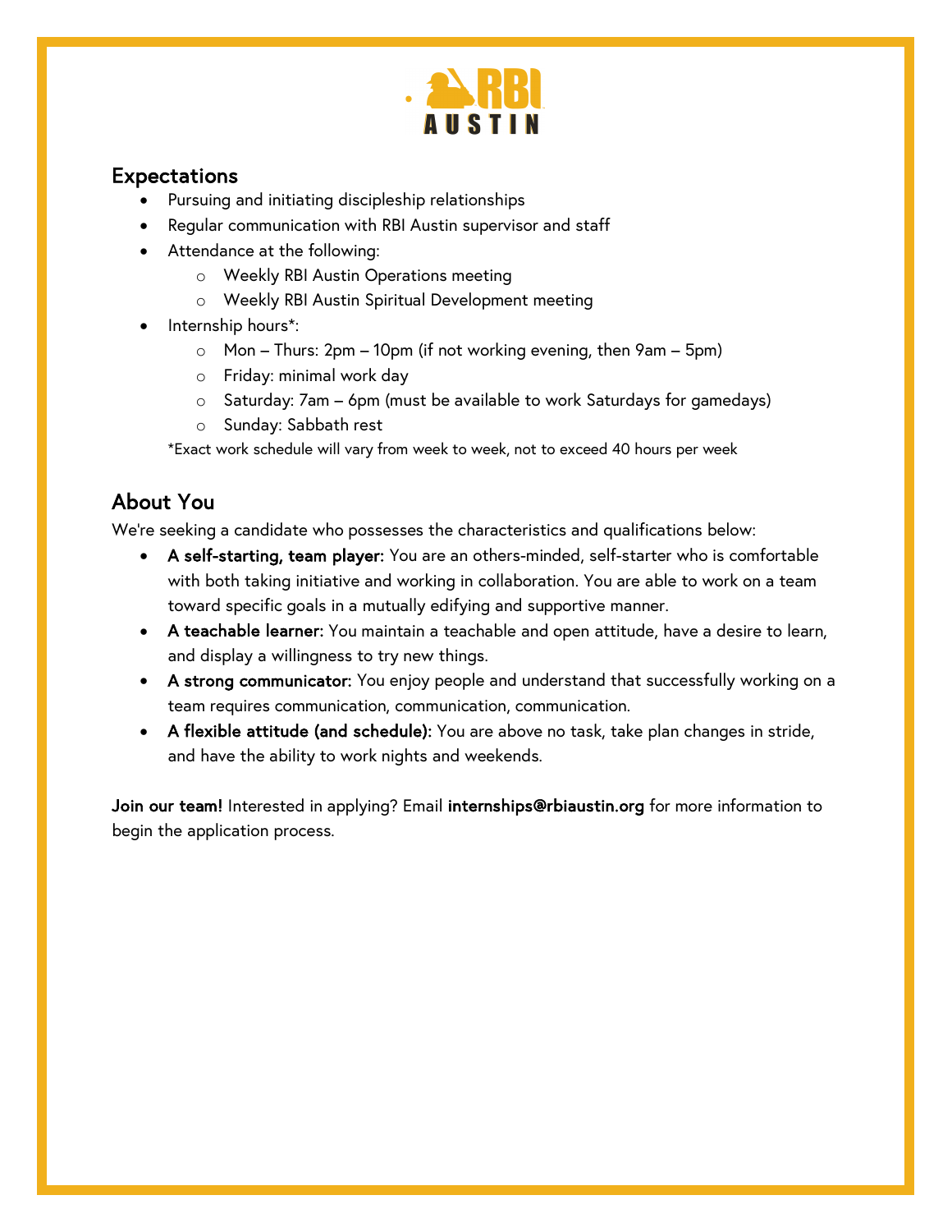## Expectations

- Pursuing and initiating discipleship relationships
- Regular communication with RBI Austin supervisor and staff
- Attendance at the following:
  - Weekly RBI Austin Operations meeting
  - Weekly RBI Austin Spiritual Development meeting
- Internship hours*:
  - Mon – Thurs: 2pm – 10pm (if not working evening, then 9am – 5pm)
  - Friday: minimal work day
  - Saturday: 7am – 6pm (must be available to work Saturdays for gamedays)
  - Sunday: Sabbath rest

*Exact work schedule will vary from week to week, not to exceed 40 hours per week

## About You

We're seeking a candidate who possesses the characteristics and qualifications below:

- **A self-starting, team player:** You are an others-minded, self-starter who is comfortable with both taking initiative and working in collaboration. You are able to work on a team toward specific goals in a mutually edifying and supportive manner.
- **A teachable learner:** You maintain a teachable and open attitude, have a desire to learn, and display a willingness to try new things.
- **A strong communicator:** You enjoy people and understand that successfully working on a team requires communication, communication, communication.
- **A flexible attitude (and schedule):** You are above no task, take plan changes in stride, and have the ability to work nights and weekends.

**Join our team!** Interested in applying? Email **internships@rbiaustin.org** for more information to begin the application process.